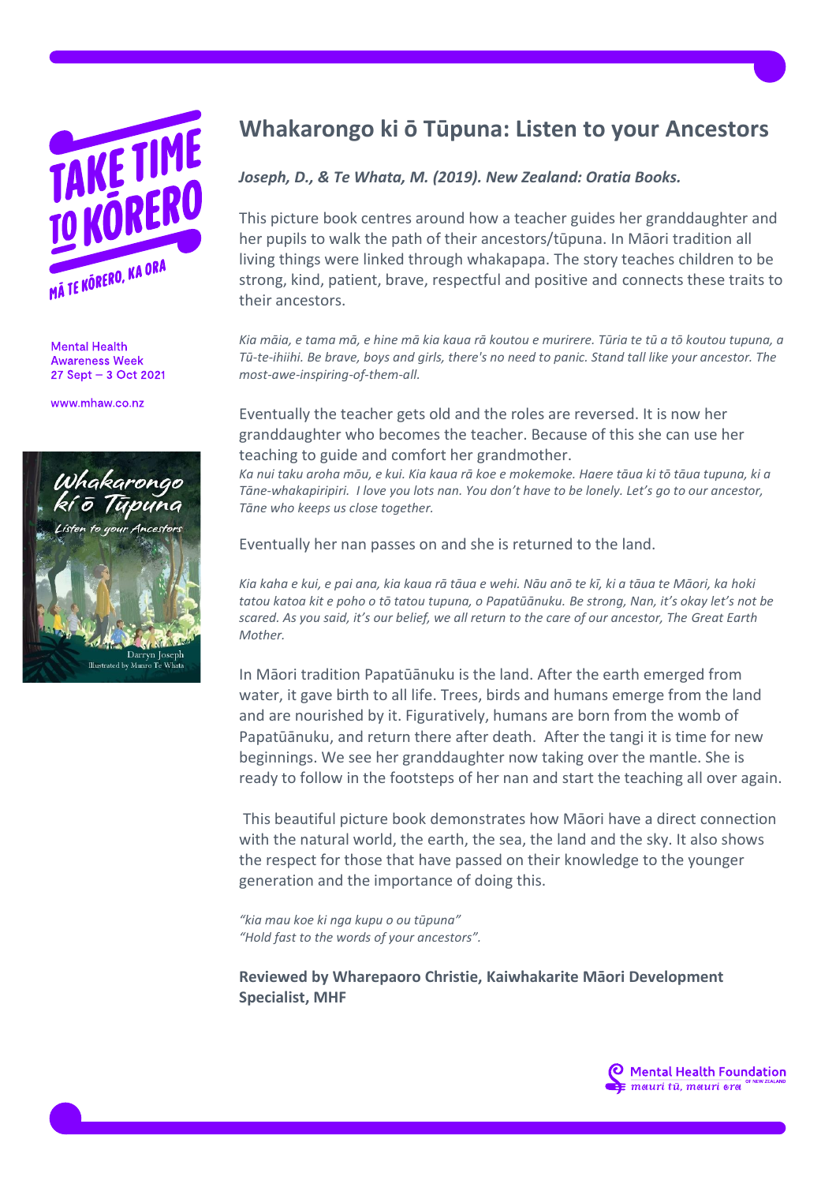TAKE TIME TO KŌRERO

MĀ TE KŌRERO, KA ORA

Mental Health Awareness Week
27 Sept – 3 Oct 2021

www.mhaw.co.nz

# Whakarongo ki ō Tūpuna: Listen to your Ancestors

***Joseph, D., & Te Whata, M. (2019). New Zealand: Oratia Books.***

This picture book centres around how a teacher guides her granddaughter and her pupils to walk the path of their ancestors/tūpuna. In Māori tradition all living things were linked through whakapapa. The story teaches children to be strong, kind, patient, brave, respectful and positive and connects these traits to their ancestors.

*Kia māia, e tama mā, e hine mā kia kaua rā koutou e murirere. Tūria te tū a tō koutou tupuna, a Tū-te-ihiihi. Be brave, boys and girls, there's no need to panic. Stand tall like your ancestor. The most-awe-inspiring-of-them-all.*

Eventually the teacher gets old and the roles are reversed. It is now her granddaughter who becomes the teacher. Because of this she can use her teaching to guide and comfort her grandmother.
*Ka nui taku aroha mōu, e kui. Kia kaua rā koe e mokemoke. Haere tāua ki tō tāua tupuna, ki a Tāne-whakapiripiri. I love you lots nan. You don't have to be lonely. Let's go to our ancestor, Tāne who keeps us close together.*

Eventually her nan passes on and she is returned to the land.

*Kia kaha e kui, e pai ana, kia kaua rā tāua e wehi. Nāu anō te kī, ki a tāua te Māori, ka hoki tatou katoa kit e poho o tō tatou tupuna, o Papatūānuku. Be strong, Nan, it's okay let's not be scared. As you said, it's our belief, we all return to the care of our ancestor, The Great Earth Mother.*

In Māori tradition Papatūānuku is the land. After the earth emerged from water, it gave birth to all life. Trees, birds and humans emerge from the land and are nourished by it. Figuratively, humans are born from the womb of Papatūānuku, and return there after death. After the tangi it is time for new beginnings. We see her granddaughter now taking over the mantle. She is ready to follow in the footsteps of her nan and start the teaching all over again.

This beautiful picture book demonstrates how Māori have a direct connection with the natural world, the earth, the sea, the land and the sky. It also shows the respect for those that have passed on their knowledge to the younger generation and the importance of doing this.

*"kia mau koe ki nga kupu o ou tūpuna"*
*"Hold fast to the words of your ancestors".*

**Reviewed by Wharepaoro Christie, Kaiwhakarite Māori Development Specialist, MHF**

Mental Health Foundation of New Zealand
mauri tū, mauri ora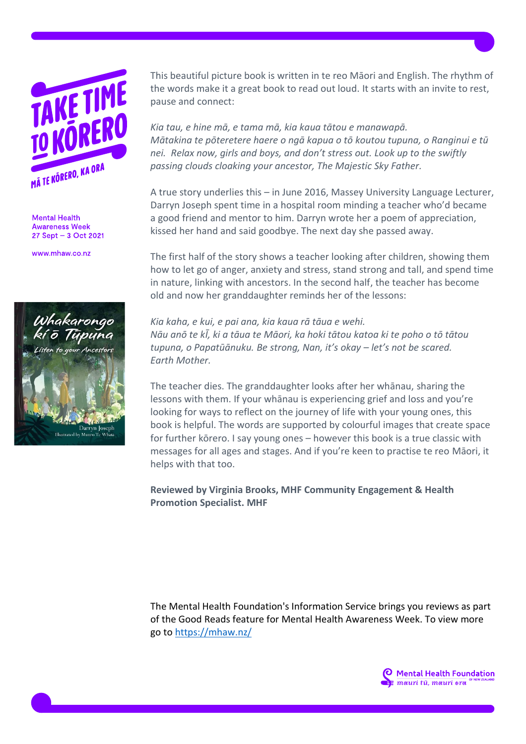TAKE TIME TO KŌRERO

MĀ TE KŌRERO, KA ORA

Mental Health Awareness Week
27 Sept – 3 Oct 2021

www.mhaw.co.nz

This beautiful picture book is written in te reo Māori and English. The rhythm of the words make it a great book to read out loud. It starts with an invite to rest, pause and connect:

*Kia tau, e hine mā, e tama mā, kia kaua tātou e manawapā. Mātakina te pōteretere haere o ngā kapua o tō koutou tupuna, o Ranginui e tū nei. Relax now, girls and boys, and don't stress out. Look up to the swiftly passing clouds cloaking your ancestor, The Majestic Sky Father.*

A true story underlies this – in June 2016, Massey University Language Lecturer, Darryn Joseph spent time in a hospital room minding a teacher who'd became a good friend and mentor to him. Darryn wrote her a poem of appreciation, kissed her hand and said goodbye. The next day she passed away.

The first half of the story shows a teacher looking after children, showing them how to let go of anger, anxiety and stress, stand strong and tall, and spend time in nature, linking with ancestors. In the second half, the teacher has become old and now her granddaughter reminds her of the lessons:

*Kia kaha, e kui, e pai ana, kia kaua rā tāua e wehi. Nāu anō te kī, ki a tāua te Māori, ka hoki tātou katoa ki te poho o tō tātou tupuna, o Papatūānuku. Be strong, Nan, it's okay – let's not be scared. Earth Mother.*

The teacher dies. The granddaughter looks after her whānau, sharing the lessons with them. If your whānau is experiencing grief and loss and you're looking for ways to reflect on the journey of life with your young ones, this book is helpful. The words are supported by colourful images that create space for further kōrero. I say young ones – however this book is a true classic with messages for all ages and stages. And if you're keen to practise te reo Māori, it helps with that too.

**Reviewed by Virginia Brooks, MHF Community Engagement & Health Promotion Specialist. MHF**

The Mental Health Foundation's Information Service brings you reviews as part of the Good Reads feature for Mental Health Awareness Week. To view more go to [https://mhaw.nz/](https://mhaw.nz/)

Mental Health Foundation of New Zealand
mauri tū, mauri ora